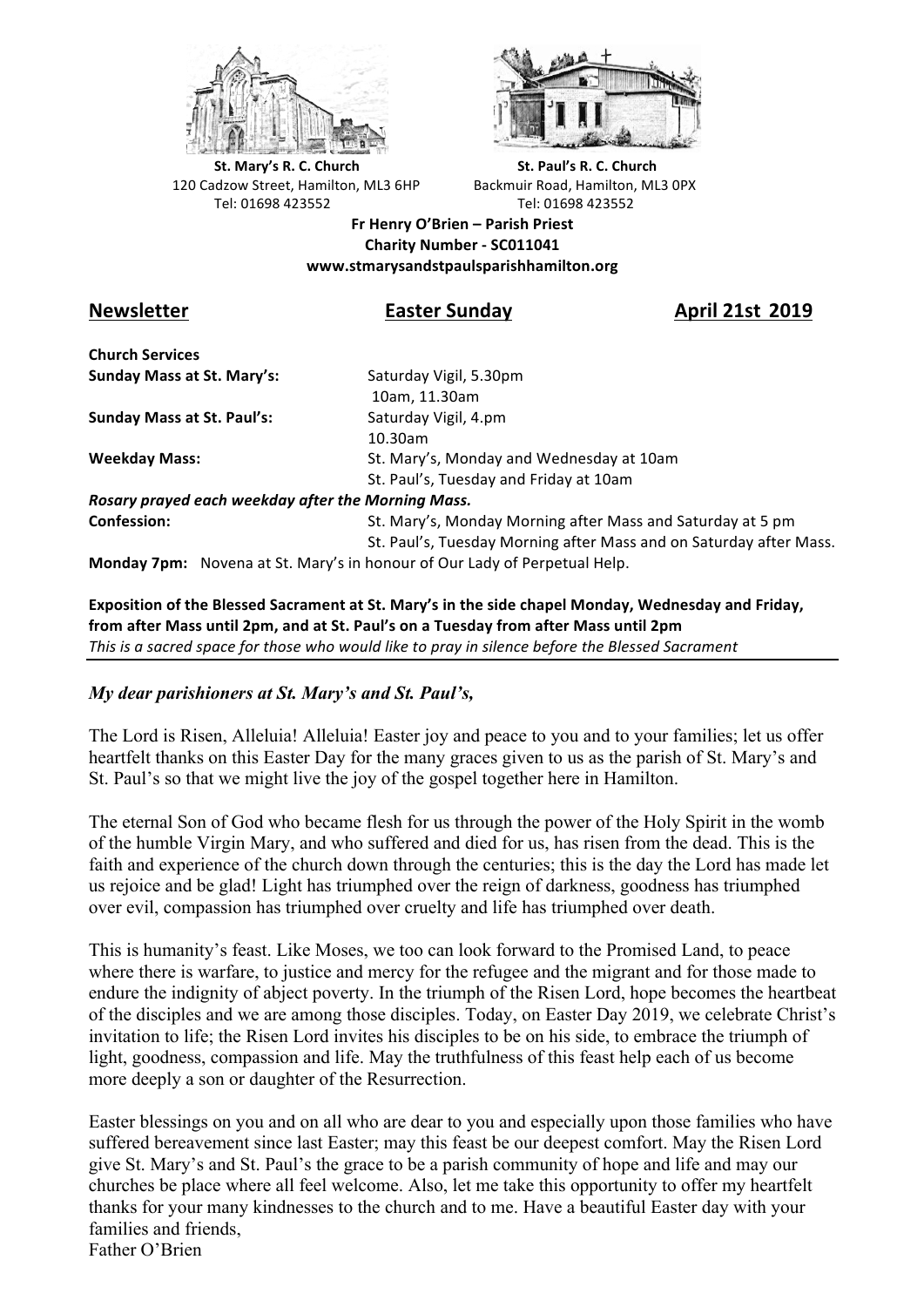**St. Mary's R. C. Church**
120 Cadzow Street, Hamilton, ML3 6HP
Tel: 01698 423552

**St. Paul's R. C. Church**
Backmuir Road, Hamilton, ML3 0PX
Tel: 01698 423552

**Fr Henry O'Brien – Parish Priest**
**Charity Number - SC011041**
**www.stmarysandstpaulsparishhamilton.org**

## Newsletter — Easter Sunday — April 21st 2019

**Church Services**

| | |
|---|---|
| **Sunday Mass at St. Mary's:** | Saturday Vigil, 5.30pm<br>10am, 11.30am |
| **Sunday Mass at St. Paul's:** | Saturday Vigil, 4.pm<br>10.30am |
| **Weekday Mass:** | St. Mary's, Monday and Wednesday at 10am<br>St. Paul's, Tuesday and Friday at 10am |

***Rosary prayed each weekday after the Morning Mass.***

| | |
|---|---|
| **Confession:** | St. Mary's, Monday Morning after Mass and Saturday at 5 pm<br>St. Paul's, Tuesday Morning after Mass and on Saturday after Mass. |

**Monday 7pm:** Novena at St. Mary's in honour of Our Lady of Perpetual Help.

**Exposition of the Blessed Sacrament at St. Mary's in the side chapel Monday, Wednesday and Friday, from after Mass until 2pm, and at St. Paul's on a Tuesday from after Mass until 2pm**
*This is a sacred space for those who would like to pray in silence before the Blessed Sacrament*

---

***My dear parishioners at St. Mary's and St. Paul's,***

The Lord is Risen, Alleluia! Alleluia! Easter joy and peace to you and to your families; let us offer heartfelt thanks on this Easter Day for the many graces given to us as the parish of St. Mary's and St. Paul's so that we might live the joy of the gospel together here in Hamilton.

The eternal Son of God who became flesh for us through the power of the Holy Spirit in the womb of the humble Virgin Mary, and who suffered and died for us, has risen from the dead. This is the faith and experience of the church down through the centuries; this is the day the Lord has made let us rejoice and be glad! Light has triumphed over the reign of darkness, goodness has triumphed over evil, compassion has triumphed over cruelty and life has triumphed over death.

This is humanity's feast. Like Moses, we too can look forward to the Promised Land, to peace where there is warfare, to justice and mercy for the refugee and the migrant and for those made to endure the indignity of abject poverty. In the triumph of the Risen Lord, hope becomes the heartbeat of the disciples and we are among those disciples. Today, on Easter Day 2019, we celebrate Christ's invitation to life; the Risen Lord invites his disciples to be on his side, to embrace the triumph of light, goodness, compassion and life. May the truthfulness of this feast help each of us become more deeply a son or daughter of the Resurrection.

Easter blessings on you and on all who are dear to you and especially upon those families who have suffered bereavement since last Easter; may this feast be our deepest comfort. May the Risen Lord give St. Mary's and St. Paul's the grace to be a parish community of hope and life and may our churches be place where all feel welcome. Also, let me take this opportunity to offer my heartfelt thanks for your many kindnesses to the church and to me. Have a beautiful Easter day with your families and friends,
Father O'Brien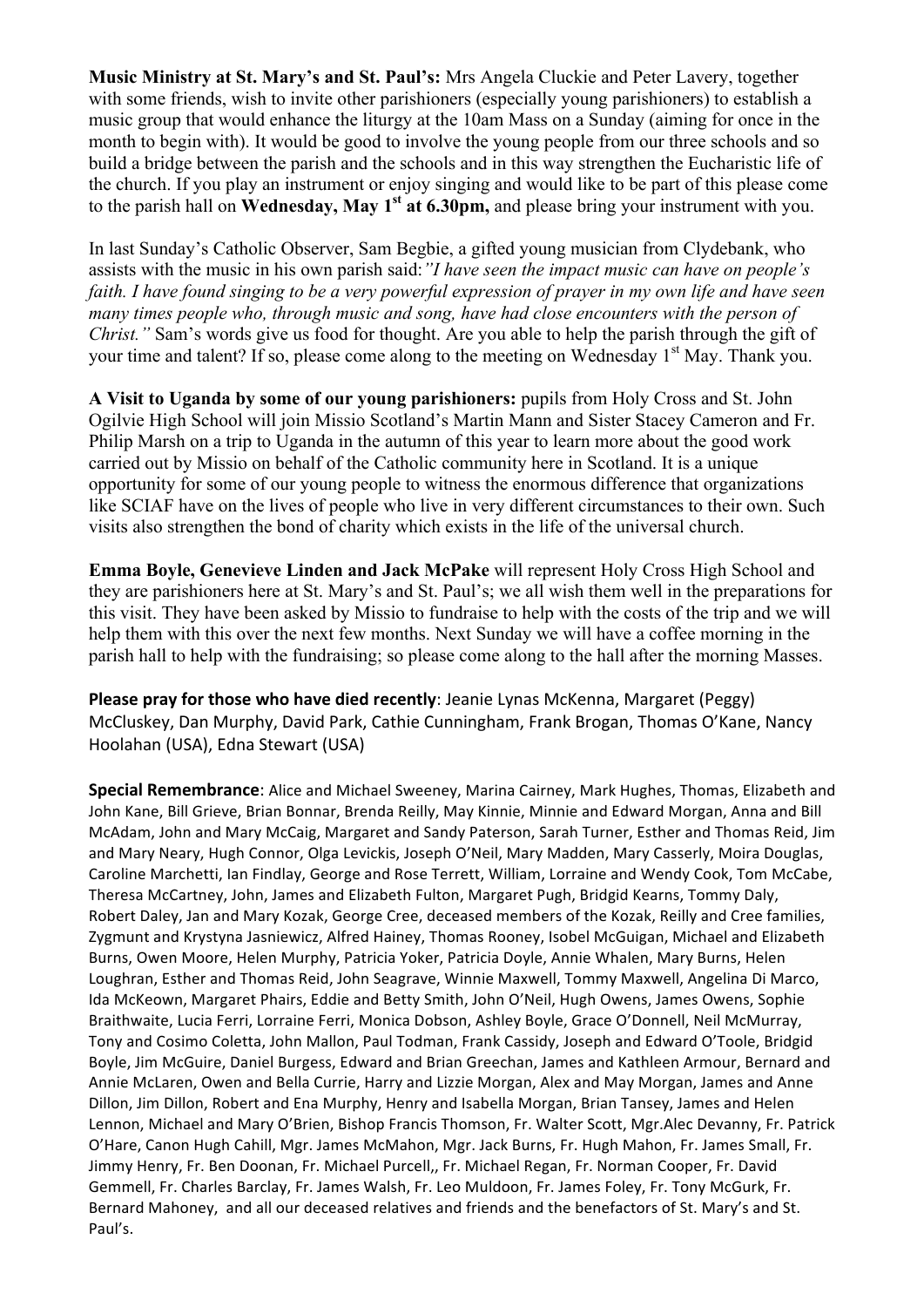**Music Ministry at St. Mary's and St. Paul's:** Mrs Angela Cluckie and Peter Lavery, together with some friends, wish to invite other parishioners (especially young parishioners) to establish a music group that would enhance the liturgy at the 10am Mass on a Sunday (aiming for once in the month to begin with). It would be good to involve the young people from our three schools and so build a bridge between the parish and the schools and in this way strengthen the Eucharistic life of the church. If you play an instrument or enjoy singing and would like to be part of this please come to the parish hall on **Wednesday, May 1st at 6.30pm,** and please bring your instrument with you.

In last Sunday's Catholic Observer, Sam Begbie, a gifted young musician from Clydebank, who assists with the music in his own parish said: *"I have seen the impact music can have on people's faith. I have found singing to be a very powerful expression of prayer in my own life and have seen many times people who, through music and song, have had close encounters with the person of Christ."* Sam's words give us food for thought. Are you able to help the parish through the gift of your time and talent? If so, please come along to the meeting on Wednesday 1st May. Thank you.

**A Visit to Uganda by some of our young parishioners:** pupils from Holy Cross and St. John Ogilvie High School will join Missio Scotland's Martin Mann and Sister Stacey Cameron and Fr. Philip Marsh on a trip to Uganda in the autumn of this year to learn more about the good work carried out by Missio on behalf of the Catholic community here in Scotland. It is a unique opportunity for some of our young people to witness the enormous difference that organizations like SCIAF have on the lives of people who live in very different circumstances to their own. Such visits also strengthen the bond of charity which exists in the life of the universal church.

**Emma Boyle, Genevieve Linden and Jack McPake** will represent Holy Cross High School and they are parishioners here at St. Mary's and St. Paul's; we all wish them well in the preparations for this visit. They have been asked by Missio to fundraise to help with the costs of the trip and we will help them with this over the next few months. Next Sunday we will have a coffee morning in the parish hall to help with the fundraising; so please come along to the hall after the morning Masses.

**Please pray for those who have died recently**: Jeanie Lynas McKenna, Margaret (Peggy) McCluskey, Dan Murphy, David Park, Cathie Cunningham, Frank Brogan, Thomas O'Kane, Nancy Hoolahan (USA), Edna Stewart (USA)

**Special Remembrance**: Alice and Michael Sweeney, Marina Cairney, Mark Hughes, Thomas, Elizabeth and John Kane, Bill Grieve, Brian Bonnar, Brenda Reilly, May Kinnie, Minnie and Edward Morgan, Anna and Bill McAdam, John and Mary McCaig, Margaret and Sandy Paterson, Sarah Turner, Esther and Thomas Reid, Jim and Mary Neary, Hugh Connor, Olga Levickis, Joseph O'Neil, Mary Madden, Mary Casserly, Moira Douglas, Caroline Marchetti, Ian Findlay, George and Rose Terrett, William, Lorraine and Wendy Cook, Tom McCabe, Theresa McCartney, John, James and Elizabeth Fulton, Margaret Pugh, Bridgid Kearns, Tommy Daly, Robert Daley, Jan and Mary Kozak, George Cree, deceased members of the Kozak, Reilly and Cree families, Zygmunt and Krystyna Jasniewicz, Alfred Hainey, Thomas Rooney, Isobel McGuigan, Michael and Elizabeth Burns, Owen Moore, Helen Murphy, Patricia Yoker, Patricia Doyle, Annie Whalen, Mary Burns, Helen Loughran, Esther and Thomas Reid, John Seagrave, Winnie Maxwell, Tommy Maxwell, Angelina Di Marco, Ida McKeown, Margaret Phairs, Eddie and Betty Smith, John O'Neil, Hugh Owens, James Owens, Sophie Braithwaite, Lucia Ferri, Lorraine Ferri, Monica Dobson, Ashley Boyle, Grace O'Donnell, Neil McMurray, Tony and Cosimo Coletta, John Mallon, Paul Todman, Frank Cassidy, Joseph and Edward O'Toole, Bridgid Boyle, Jim McGuire, Daniel Burgess, Edward and Brian Greechan, James and Kathleen Armour, Bernard and Annie McLaren, Owen and Bella Currie, Harry and Lizzie Morgan, Alex and May Morgan, James and Anne Dillon, Jim Dillon, Robert and Ena Murphy, Henry and Isabella Morgan, Brian Tansey, James and Helen Lennon, Michael and Mary O'Brien, Bishop Francis Thomson, Fr. Walter Scott, Mgr.Alec Devanny, Fr. Patrick O'Hare, Canon Hugh Cahill, Mgr. James McMahon, Mgr. Jack Burns, Fr. Hugh Mahon, Fr. James Small, Fr. Jimmy Henry, Fr. Ben Doonan, Fr. Michael Purcell,, Fr. Michael Regan, Fr. Norman Cooper, Fr. David Gemmell, Fr. Charles Barclay, Fr. James Walsh, Fr. Leo Muldoon, Fr. James Foley, Fr. Tony McGurk, Fr. Bernard Mahoney, and all our deceased relatives and friends and the benefactors of St. Mary's and St. Paul's.